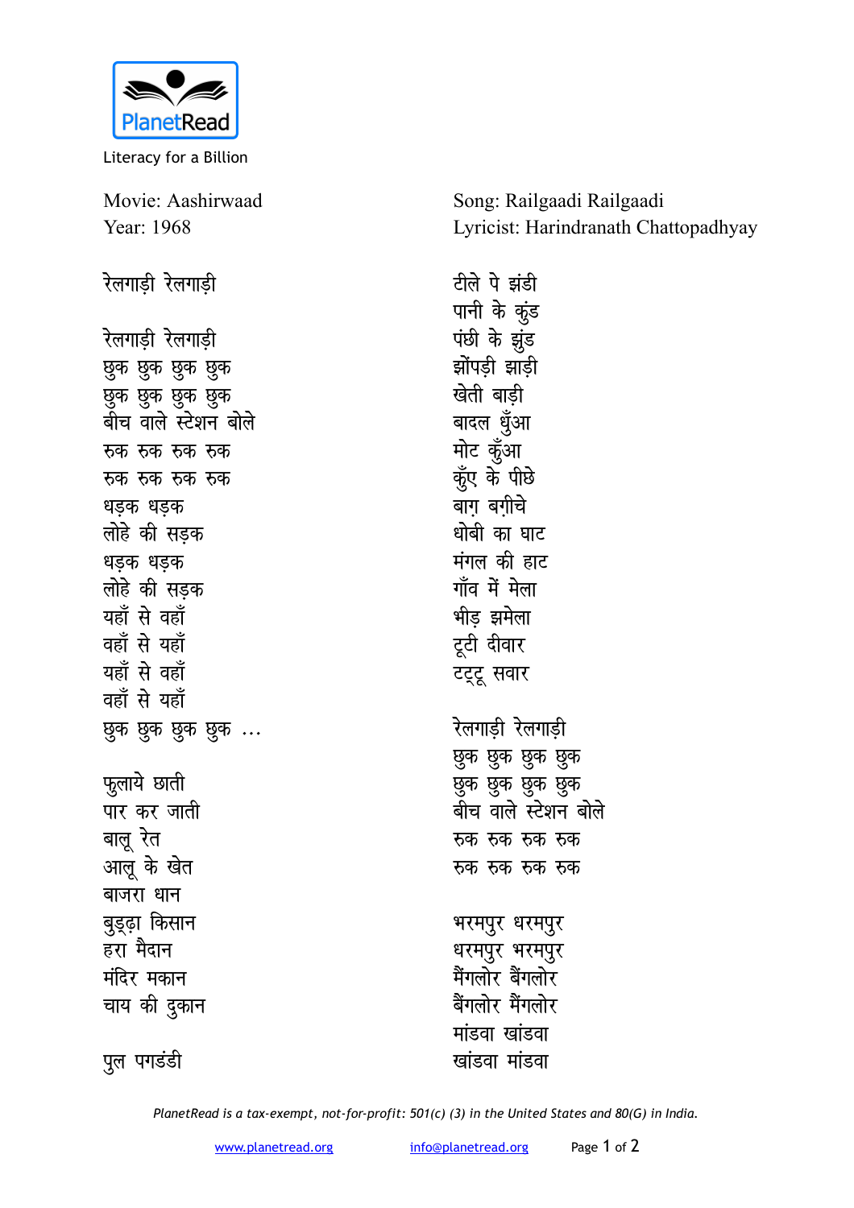PlanetRead

Literacy for a Billion

Movie: Aashirwaad
Year: 1968

Song: Railgaadi Railgaadi
Lyricist: Harindranath Chattopadhyay

रेलगाड़ी रेलगाड़ी

रेलगाड़ी रेलगाड़ी
छुक छुक छुक छुक
छुक छुक छुक छुक
बीच वाले स्टेशन बोले
रुक रुक रुक रुक
रुक रुक रुक रुक
धड़क धड़क
लोहे की सड़क
धड़क धड़क
लोहे की सड़क
यहाँ से वहाँ
वहाँ से यहाँ
यहाँ से वहाँ
वहाँ से यहाँ
छुक छुक छुक छुक ...

फुलाये छाती
पार कर जाती
बालू रेत
आलू के खेत
बाजरा धान
बुड्ढ़ा किसान
हरा मैदान
मंदिर मकान
चाय की दुकान

पुल पगडंडी
टीले पे झंडी
पानी के कुंड
पंछी के झुंड
झोंपड़ी झाड़ी
खेती बाड़ी
बादल धुँआ
मोट कुँआ
कुँए के पीछे
बाग़ बग़ीचे
धोबी का घाट
मंगल की हाट
गाँव में मेला
भीड़ झमेला
टूटी दीवार
टट्टू सवार

रेलगाड़ी रेलगाड़ी
छुक छुक छुक छुक
छुक छुक छुक छुक
बीच वाले स्टेशन बोले
रुक रुक रुक रुक
रुक रुक रुक रुक

भरमपुर धरमपुर
धरमपुर भरमपुर
मैंगलोर बैंगलोर
बैंगलोर मैंगलोर
मांडवा खांडवा
खांडवा मांडवा

*PlanetRead is a tax-exempt, not-for-profit: 501(c) (3) in the United States and 80(G) in India.*

www.planetread.org info@planetread.org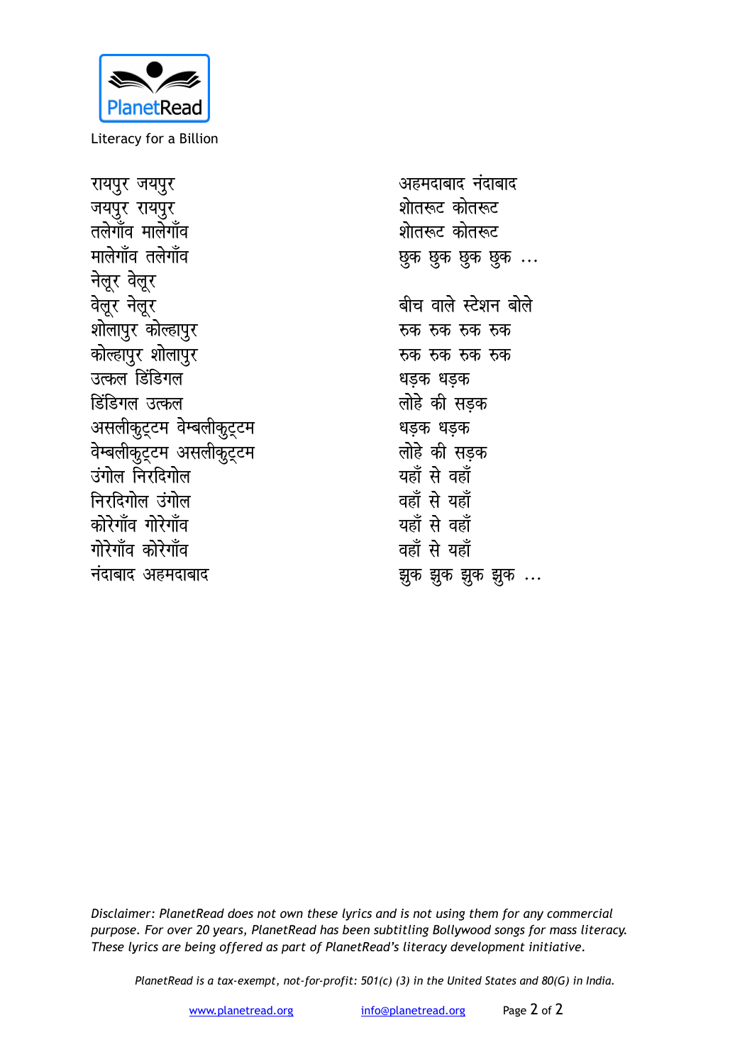PlanetRead

Literacy for a Billion

रायपुर जयपुर  
जयपुर रायपुर  
तलेगाँव मालेगाँव  
मालेगाँव तलेगाँव  
नेलूर वेलूर  
वेलूर नेलूर  
शोलापुर कोल्हापुर  
कोल्हापुर शोलापुर  
उत्कल डिंडिगल  
डिंडिगल उत्कल  
असलीकुट्टम वेम्बलीकुट्टम  
वेम्बलीकुट्टम असलीकुट्टम  
उंगोल निरदिगोल  
निरदिगोल उंगोल  
कोरेगाँव गोरेगाँव  
गोरेगाँव कोरेगाँव  
नंदाबाद अहमदाबाद  
अहमदाबाद नंदाबाद  
शोतरूट कोतरूट  
शोतरूट कोतरूट  
छुक छुक छुक छुक …

बीच वाले स्टेशन बोले  
रुक रुक रुक रुक  
रुक रुक रुक रुक  
धड़क धड़क  
लोहे की सड़क  
धड़क धड़क  
लोहे की सड़क  
यहाँ से वहाँ  
वहाँ से यहाँ  
यहाँ से वहाँ  
वहाँ से यहाँ  
झुक झुक झुक झुक …

*Disclaimer: PlanetRead does not own these lyrics and is not using them for any commercial purpose. For over 20 years, PlanetRead has been subtitling Bollywood songs for mass literacy. These lyrics are being offered as part of PlanetRead's literacy development initiative.*

*PlanetRead is a tax-exempt, not-for-profit: 501(c) (3) in the United States and 80(G) in India.*

www.planetread.org info@planetread.org